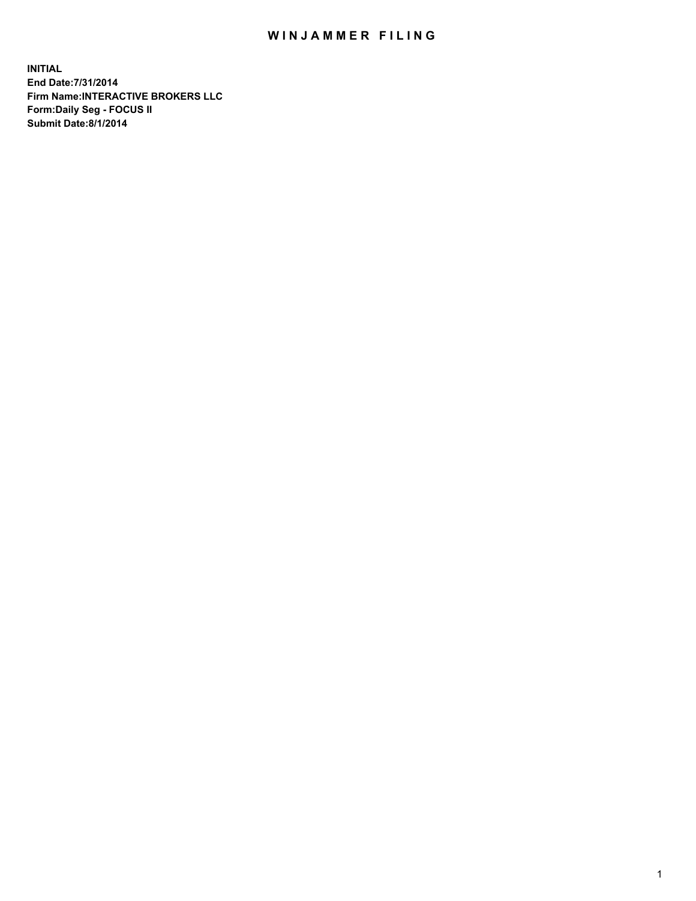# WINJAMMER FILING

**INITIAL**
**End Date:7/31/2014**
**Firm Name:INTERACTIVE BROKERS LLC**
**Form:Daily Seg - FOCUS II**
**Submit Date:8/1/2014**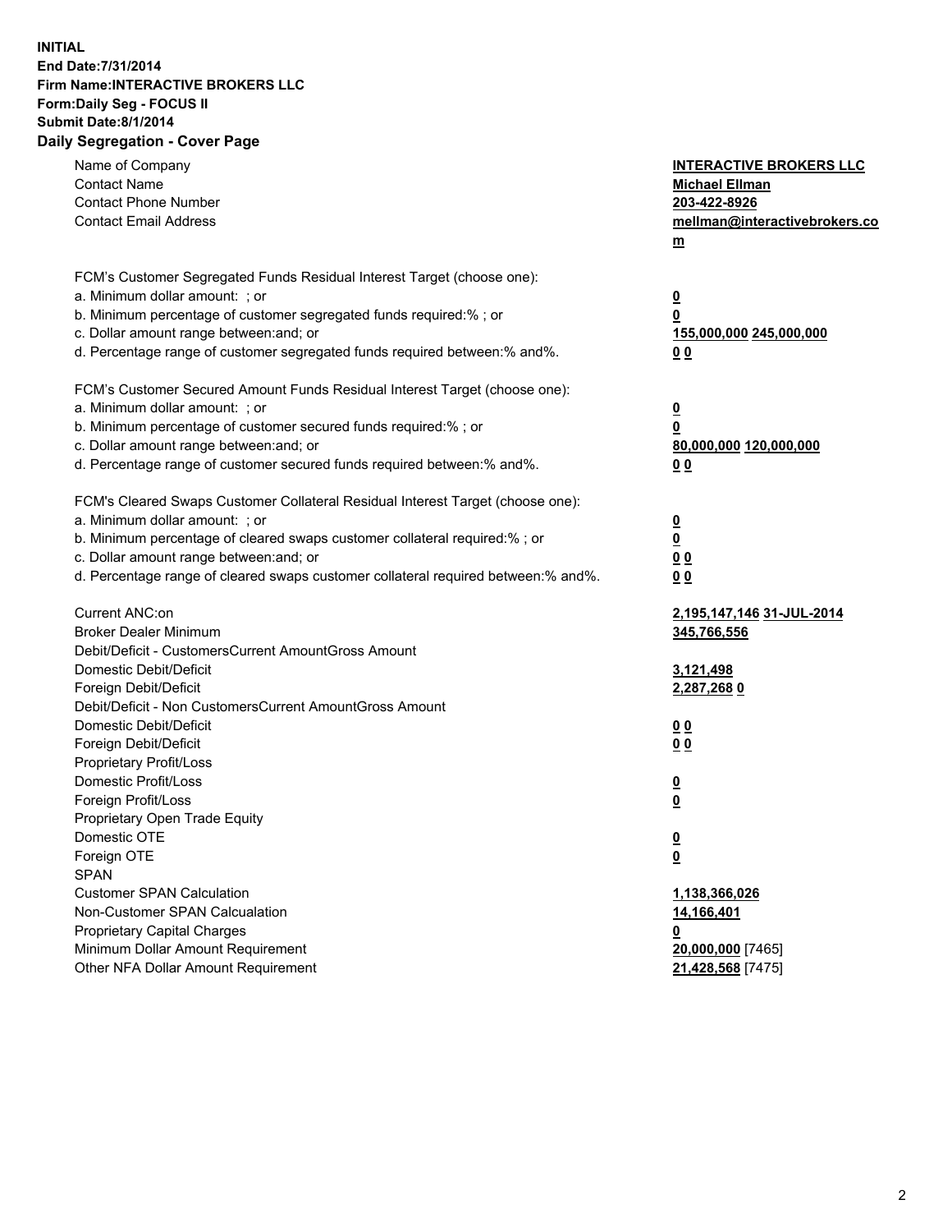**INITIAL**
**End Date:7/31/2014**
**Firm Name:INTERACTIVE BROKERS LLC**
**Form:Daily Seg - FOCUS II**
**Submit Date:8/1/2014**

## Daily Segregation - Cover Page

| | |
|---|---|
| Name of Company | **INTERACTIVE BROKERS LLC** |
| Contact Name | **Michael Ellman** |
| Contact Phone Number | **203-422-8926** |
| Contact Email Address | **mellman@interactivebrokers.com** |
| FCM's Customer Segregated Funds Residual Interest Target (choose one): | |
| a. Minimum dollar amount: ; or | **0** |
| b. Minimum percentage of customer segregated funds required:% ; or | **0** |
| c. Dollar amount range between:and; or | **155,000,000 245,000,000** |
| d. Percentage range of customer segregated funds required between:% and%. | **0 0** |
| FCM's Customer Secured Amount Funds Residual Interest Target (choose one): | |
| a. Minimum dollar amount: ; or | **0** |
| b. Minimum percentage of customer secured funds required:% ; or | **0** |
| c. Dollar amount range between:and; or | **80,000,000 120,000,000** |
| d. Percentage range of customer secured funds required between:% and%. | **0 0** |
| FCM's Cleared Swaps Customer Collateral Residual Interest Target (choose one): | |
| a. Minimum dollar amount: ; or | **0** |
| b. Minimum percentage of cleared swaps customer collateral required:% ; or | **0** |
| c. Dollar amount range between:and; or | **0 0** |
| d. Percentage range of cleared swaps customer collateral required between:% and%. | **0 0** |
| Current ANC:on | **2,195,147,146 31-JUL-2014** |
| Broker Dealer Minimum | **345,766,556** |
| Debit/Deficit - CustomersCurrent AmountGross Amount | |
| Domestic Debit/Deficit | **3,121,498** |
| Foreign Debit/Deficit | **2,287,268 0** |
| Debit/Deficit - Non CustomersCurrent AmountGross Amount | |
| Domestic Debit/Deficit | **0 0** |
| Foreign Debit/Deficit | **0 0** |
| Proprietary Profit/Loss | |
| Domestic Profit/Loss | **0** |
| Foreign Profit/Loss | **0** |
| Proprietary Open Trade Equity | |
| Domestic OTE | **0** |
| Foreign OTE | **0** |
| SPAN | |
| Customer SPAN Calculation | **1,138,366,026** |
| Non-Customer SPAN Calcualation | **14,166,401** |
| Proprietary Capital Charges | **0** |
| Minimum Dollar Amount Requirement | **20,000,000** [7465] |
| Other NFA Dollar Amount Requirement | **21,428,568** [7475] |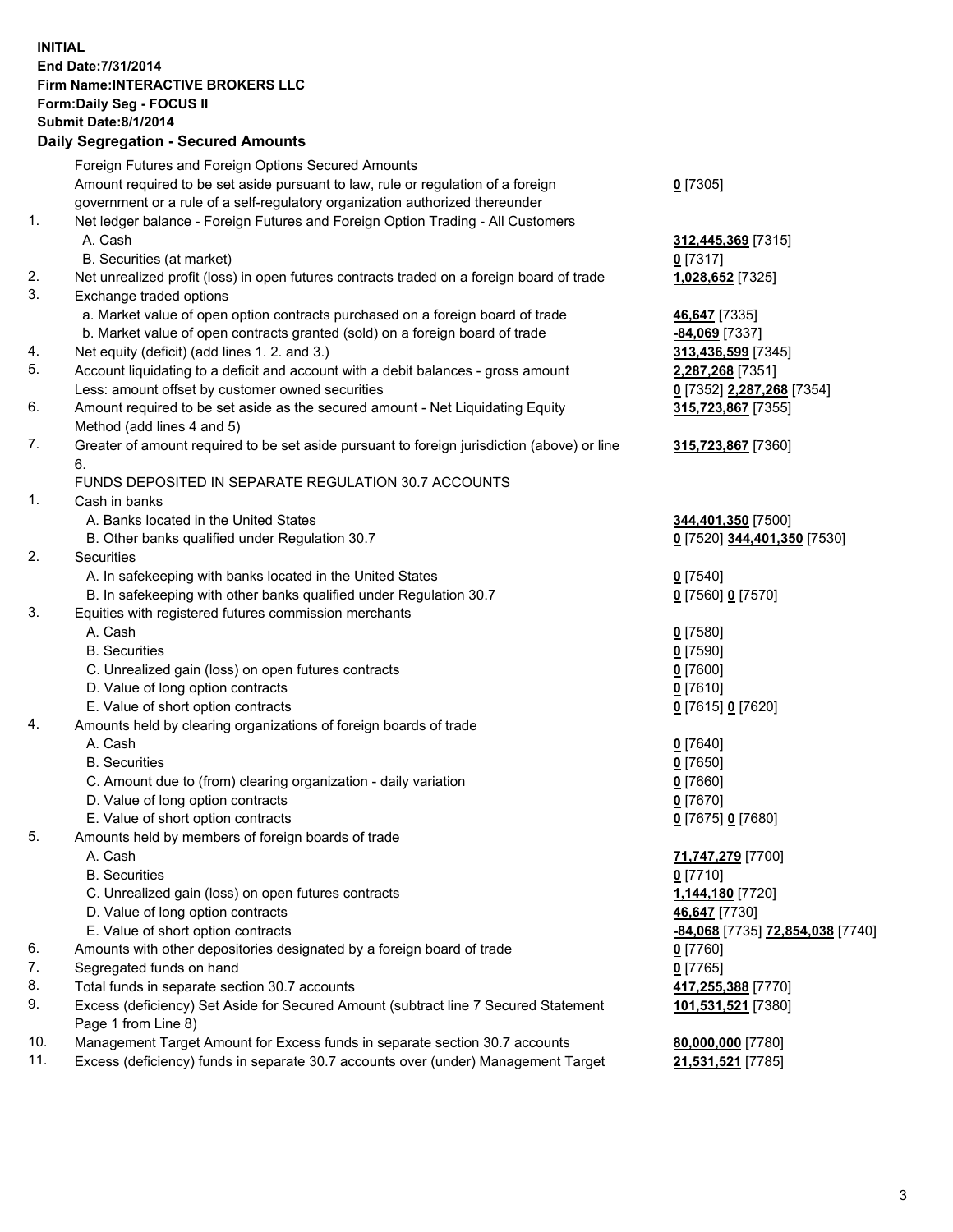**INITIAL**
**End Date:7/31/2014**
**Firm Name:INTERACTIVE BROKERS LLC**
**Form:Daily Seg - FOCUS II**
**Submit Date:8/1/2014**

## Daily Segregation - Secured Amounts

| | | |
|---|---|---|
| | Foreign Futures and Foreign Options Secured Amounts | |
| | Amount required to be set aside pursuant to law, rule or regulation of a foreign government or a rule of a self-regulatory organization authorized thereunder | **0** [7305] |
| 1. | Net ledger balance - Foreign Futures and Foreign Option Trading - All Customers | |
| | A. Cash | **312,445,369** [7315] |
| | B. Securities (at market) | **0** [7317] |
| 2. | Net unrealized profit (loss) in open futures contracts traded on a foreign board of trade | **1,028,652** [7325] |
| 3. | Exchange traded options | |
| | a. Market value of open option contracts purchased on a foreign board of trade | **46,647** [7335] |
| | b. Market value of open contracts granted (sold) on a foreign board of trade | **-84,069** [7337] |
| 4. | Net equity (deficit) (add lines 1. 2. and 3.) | **313,436,599** [7345] |
| 5. | Account liquidating to a deficit and account with a debit balances - gross amount | **2,287,268** [7351] |
| | Less: amount offset by customer owned securities | **0** [7352] **2,287,268** [7354] |
| 6. | Amount required to be set aside as the secured amount - Net Liquidating Equity Method (add lines 4 and 5) | **315,723,867** [7355] |
| 7. | Greater of amount required to be set aside pursuant to foreign jurisdiction (above) or line 6. | **315,723,867** [7360] |
| | FUNDS DEPOSITED IN SEPARATE REGULATION 30.7 ACCOUNTS | |
| 1. | Cash in banks | |
| | A. Banks located in the United States | **344,401,350** [7500] |
| | B. Other banks qualified under Regulation 30.7 | **0** [7520] **344,401,350** [7530] |
| 2. | Securities | |
| | A. In safekeeping with banks located in the United States | **0** [7540] |
| | B. In safekeeping with other banks qualified under Regulation 30.7 | **0** [7560] **0** [7570] |
| 3. | Equities with registered futures commission merchants | |
| | A. Cash | **0** [7580] |
| | B. Securities | **0** [7590] |
| | C. Unrealized gain (loss) on open futures contracts | **0** [7600] |
| | D. Value of long option contracts | **0** [7610] |
| | E. Value of short option contracts | **0** [7615] **0** [7620] |
| 4. | Amounts held by clearing organizations of foreign boards of trade | |
| | A. Cash | **0** [7640] |
| | B. Securities | **0** [7650] |
| | C. Amount due to (from) clearing organization - daily variation | **0** [7660] |
| | D. Value of long option contracts | **0** [7670] |
| | E. Value of short option contracts | **0** [7675] **0** [7680] |
| 5. | Amounts held by members of foreign boards of trade | |
| | A. Cash | **71,747,279** [7700] |
| | B. Securities | **0** [7710] |
| | C. Unrealized gain (loss) on open futures contracts | **1,144,180** [7720] |
| | D. Value of long option contracts | **46,647** [7730] |
| | E. Value of short option contracts | **-84,068** [7735] **72,854,038** [7740] |
| 6. | Amounts with other depositories designated by a foreign board of trade | **0** [7760] |
| 7. | Segregated funds on hand | **0** [7765] |
| 8. | Total funds in separate section 30.7 accounts | **417,255,388** [7770] |
| 9. | Excess (deficiency) Set Aside for Secured Amount (subtract line 7 Secured Statement Page 1 from Line 8) | **101,531,521** [7380] |
| 10. | Management Target Amount for Excess funds in separate section 30.7 accounts | **80,000,000** [7780] |
| 11. | Excess (deficiency) funds in separate 30.7 accounts over (under) Management Target | **21,531,521** [7785] |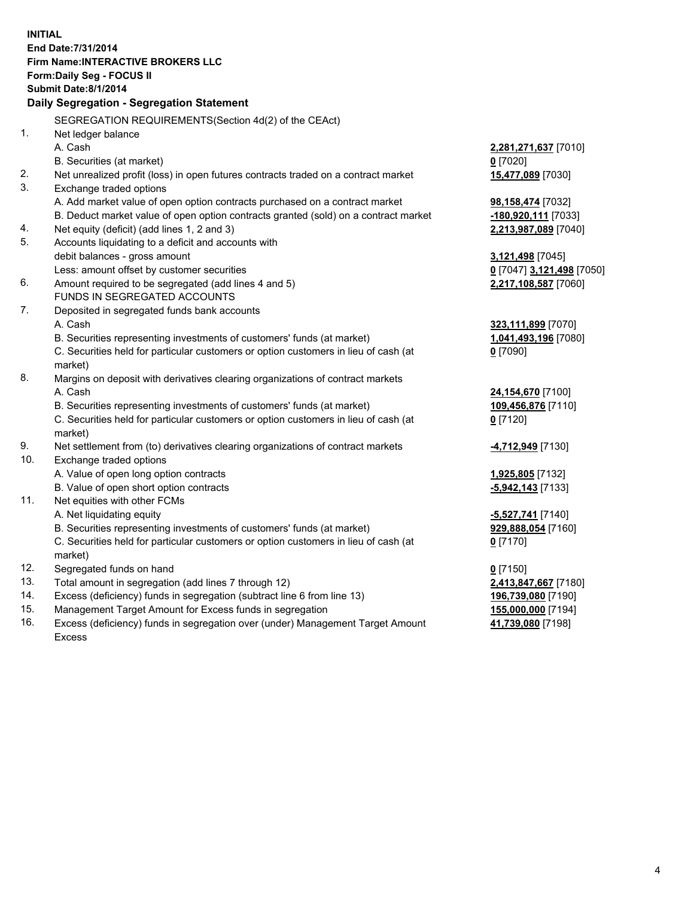**INITIAL**
**End Date:7/31/2014**
**Firm Name:INTERACTIVE BROKERS LLC**
**Form:Daily Seg - FOCUS II**
**Submit Date:8/1/2014**

## Daily Segregation - Segregation Statement

SEGREGATION REQUIREMENTS(Section 4d(2) of the CEAct)

| | | |
|---|---|---|
| 1. | Net ledger balance | |
| | A. Cash | **2,281,271,637** [7010] |
| | B. Securities (at market) | **0** [7020] |
| 2. | Net unrealized profit (loss) in open futures contracts traded on a contract market | **15,477,089** [7030] |
| 3. | Exchange traded options | |
| | A. Add market value of open option contracts purchased on a contract market | **98,158,474** [7032] |
| | B. Deduct market value of open option contracts granted (sold) on a contract market | **-180,920,111** [7033] |
| 4. | Net equity (deficit) (add lines 1, 2 and 3) | **2,213,987,089** [7040] |
| 5. | Accounts liquidating to a deficit and accounts with debit balances - gross amount | **3,121,498** [7045] |
| | Less: amount offset by customer securities | **0** [7047] **3,121,498** [7050] |
| 6. | Amount required to be segregated (add lines 4 and 5) | **2,217,108,587** [7060] |
| | FUNDS IN SEGREGATED ACCOUNTS | |
| 7. | Deposited in segregated funds bank accounts | |
| | A. Cash | **323,111,899** [7070] |
| | B. Securities representing investments of customers' funds (at market) | **1,041,493,196** [7080] |
| | C. Securities held for particular customers or option customers in lieu of cash (at market) | **0** [7090] |
| 8. | Margins on deposit with derivatives clearing organizations of contract markets | |
| | A. Cash | **24,154,670** [7100] |
| | B. Securities representing investments of customers' funds (at market) | **109,456,876** [7110] |
| | C. Securities held for particular customers or option customers in lieu of cash (at market) | **0** [7120] |
| 9. | Net settlement from (to) derivatives clearing organizations of contract markets | **-4,712,949** [7130] |
| 10. | Exchange traded options | |
| | A. Value of open long option contracts | **1,925,805** [7132] |
| | B. Value of open short option contracts | **-5,942,143** [7133] |
| 11. | Net equities with other FCMs | |
| | A. Net liquidating equity | **-5,527,741** [7140] |
| | B. Securities representing investments of customers' funds (at market) | **929,888,054** [7160] |
| | C. Securities held for particular customers or option customers in lieu of cash (at market) | **0** [7170] |
| 12. | Segregated funds on hand | **0** [7150] |
| 13. | Total amount in segregation (add lines 7 through 12) | **2,413,847,667** [7180] |
| 14. | Excess (deficiency) funds in segregation (subtract line 6 from line 13) | **196,739,080** [7190] |
| 15. | Management Target Amount for Excess funds in segregation | **155,000,000** [7194] |
| 16. | Excess (deficiency) funds in segregation over (under) Management Target Amount Excess | **41,739,080** [7198] |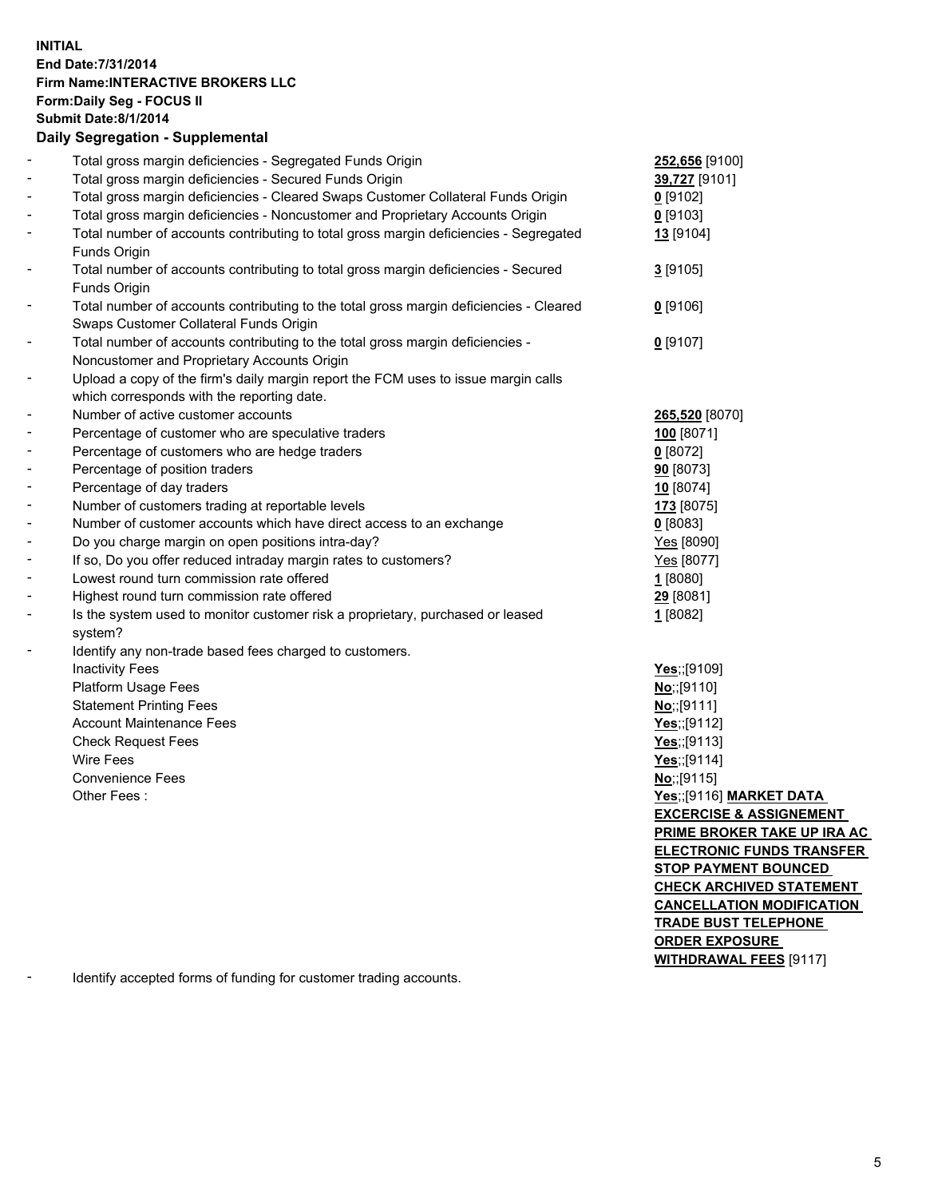**INITIAL**
**End Date:7/31/2014**
**Firm Name:INTERACTIVE BROKERS LLC**
**Form:Daily Seg - FOCUS II**
**Submit Date:8/1/2014**

**Daily Segregation - Supplemental**

| | | |
|---|---|---|
| - | Total gross margin deficiencies - Segregated Funds Origin | **252,656** [9100] |
| - | Total gross margin deficiencies - Secured Funds Origin | **39,727** [9101] |
| - | Total gross margin deficiencies - Cleared Swaps Customer Collateral Funds Origin | **0** [9102] |
| - | Total gross margin deficiencies - Noncustomer and Proprietary Accounts Origin | **0** [9103] |
| - | Total number of accounts contributing to total gross margin deficiencies - Segregated Funds Origin | **13** [9104] |
| - | Total number of accounts contributing to total gross margin deficiencies - Secured Funds Origin | **3** [9105] |
| - | Total number of accounts contributing to the total gross margin deficiencies - Cleared Swaps Customer Collateral Funds Origin | **0** [9106] |
| - | Total number of accounts contributing to the total gross margin deficiencies - Noncustomer and Proprietary Accounts Origin | **0** [9107] |
| - | Upload a copy of the firm's daily margin report the FCM uses to issue margin calls which corresponds with the reporting date. | |
| - | Number of active customer accounts | **265,520** [8070] |
| - | Percentage of customer who are speculative traders | **100** [8071] |
| - | Percentage of customers who are hedge traders | **0** [8072] |
| - | Percentage of position traders | **90** [8073] |
| - | Percentage of day traders | **10** [8074] |
| - | Number of customers trading at reportable levels | **173** [8075] |
| - | Number of customer accounts which have direct access to an exchange | **0** [8083] |
| - | Do you charge margin on open positions intra-day? | Yes [8090] |
| - | If so, Do you offer reduced intraday margin rates to customers? | Yes [8077] |
| - | Lowest round turn commission rate offered | **1** [8080] |
| - | Highest round turn commission rate offered | **29** [8081] |
| - | Is the system used to monitor customer risk a proprietary, purchased or leased system? | **1** [8082] |
| - | Identify any non-trade based fees charged to customers. | |
| | Inactivity Fees | **Yes**;;[9109] |
| | Platform Usage Fees | **No**;;[9110] |
| | Statement Printing Fees | **No**;;[9111] |
| | Account Maintenance Fees | **Yes**;;[9112] |
| | Check Request Fees | **Yes**;;[9113] |
| | Wire Fees | **Yes**;;[9114] |
| | Convenience Fees | **No**;;[9115] |
| | Other Fees : | **Yes**;;[9116] **MARKET DATA EXCERCISE & ASSIGNEMENT PRIME BROKER TAKE UP IRA AC ELECTRONIC FUNDS TRANSFER STOP PAYMENT BOUNCED CHECK ARCHIVED STATEMENT CANCELLATION MODIFICATION TRADE BUST TELEPHONE ORDER EXPOSURE WITHDRAWAL FEES** [9117] |
| - | Identify accepted forms of funding for customer trading accounts. | |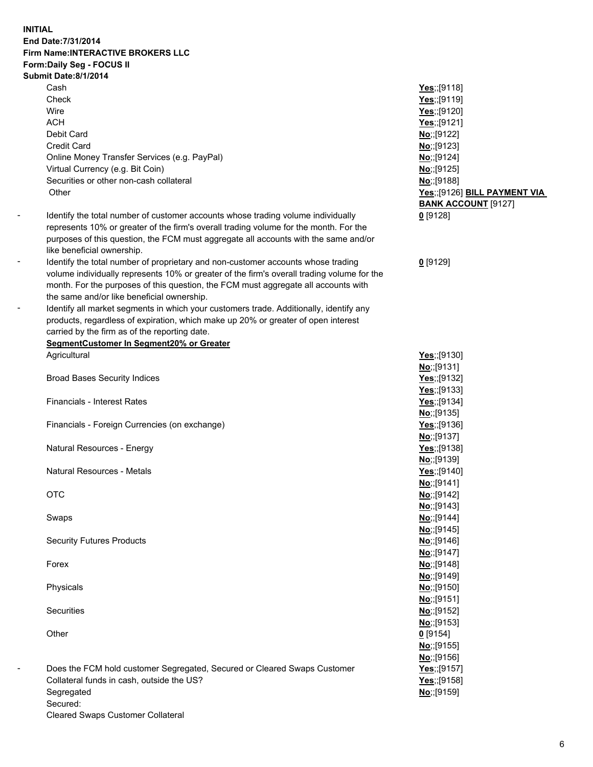**INITIAL**
**End Date:7/31/2014**
**Firm Name:INTERACTIVE BROKERS LLC**
**Form:Daily Seg - FOCUS II**
**Submit Date:8/1/2014**

| | |
|---|---|
| Cash | **Yes**;;[9118] |
| Check | **Yes**;;[9119] |
| Wire | **Yes**;;[9120] |
| ACH | **Yes**;;[9121] |
| Debit Card | **No**;;[9122] |
| Credit Card | **No**;;[9123] |
| Online Money Transfer Services (e.g. PayPal) | **No**;;[9124] |
| Virtual Currency (e.g. Bit Coin) | **No**;;[9125] |
| Securities or other non-cash collateral | **No**;;[9188] |
| Other | **Yes**;;[9126] **BILL PAYMENT VIA BANK ACCOUNT** [9127] |

- Identify the total number of customer accounts whose trading volume individually represents 10% or greater of the firm's overall trading volume for the month. For the purposes of this question, the FCM must aggregate all accounts with the same and/or like beneficial ownership. **0** [9128]
- Identify the total number of proprietary and non-customer accounts whose trading volume individually represents 10% or greater of the firm's overall trading volume for the month. For the purposes of this question, the FCM must aggregate all accounts with the same and/or like beneficial ownership. **0** [9129]
- Identify all market segments in which your customers trade. Additionally, identify any products, regardless of expiration, which make up 20% or greater of open interest carried by the firm as of the reporting date.

**SegmentCustomer In Segment20% or Greater**

| Segment | |
|---|---|
| Agricultural | **Yes**;;[9130]<br>**No**;;[9131] |
| Broad Bases Security Indices | **Yes**;;[9132]<br>**Yes**;;[9133] |
| Financials - Interest Rates | **Yes**;;[9134]<br>**No**;;[9135] |
| Financials - Foreign Currencies (on exchange) | **Yes**;;[9136]<br>**No**;;[9137] |
| Natural Resources - Energy | **Yes**;;[9138]<br>**No**;;[9139] |
| Natural Resources - Metals | **Yes**;;[9140]<br>**No**;;[9141] |
| OTC | **No**;;[9142]<br>**No**;;[9143] |
| Swaps | **No**;;[9144]<br>**No**;;[9145] |
| Security Futures Products | **No**;;[9146]<br>**No**;;[9147] |
| Forex | **No**;;[9148]<br>**No**;;[9149] |
| Physicals | **No**;;[9150]<br>**No**;;[9151] |
| Securities | **No**;;[9152]<br>**No**;;[9153] |
| Other | **0** [9154]<br>**No**;;[9155]<br>**No**;;[9156] |

- Does the FCM hold customer Segregated, Secured or Cleared Swaps Customer Collateral funds in cash, outside the US?

| | |
|---|---|
| Segregated | **Yes**;;[9157] |
| Secured: | **Yes**;;[9158] |
| Cleared Swaps Customer Collateral | **No**;;[9159] |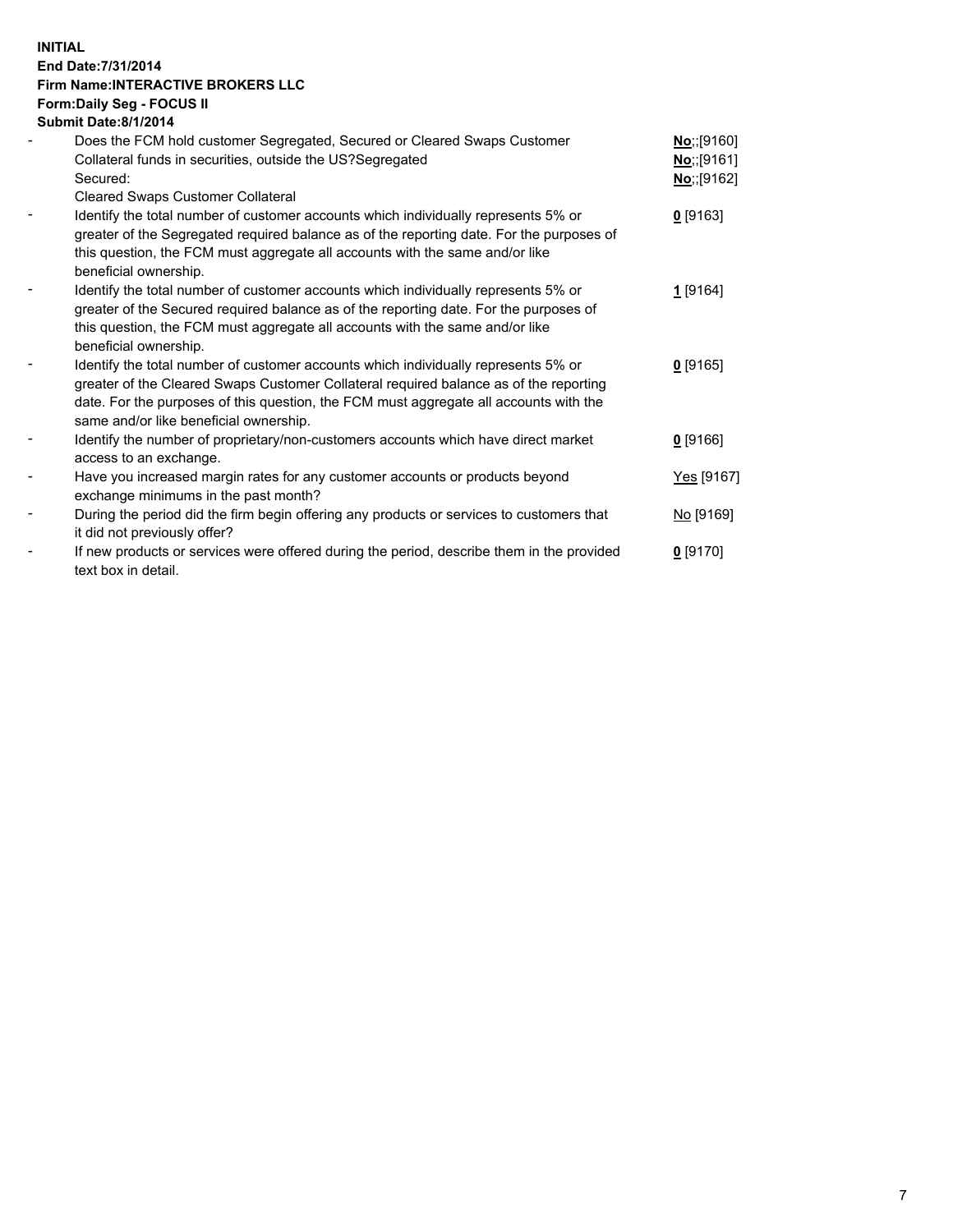**INITIAL**
**End Date:7/31/2014**
**Firm Name:INTERACTIVE BROKERS LLC**
**Form:Daily Seg - FOCUS II**
**Submit Date:8/1/2014**

| | | |
|---|---|---|
| - | Does the FCM hold customer Segregated, Secured or Cleared Swaps Customer Collateral funds in securities, outside the US?Segregated | **No**;;[9160] |
| | Secured: | **No**;;[9161] |
| | Cleared Swaps Customer Collateral | **No**;;[9162] |
| - | Identify the total number of customer accounts which individually represents 5% or greater of the Segregated required balance as of the reporting date. For the purposes of this question, the FCM must aggregate all accounts with the same and/or like beneficial ownership. | **0** [9163] |
| - | Identify the total number of customer accounts which individually represents 5% or greater of the Secured required balance as of the reporting date. For the purposes of this question, the FCM must aggregate all accounts with the same and/or like beneficial ownership. | **1** [9164] |
| - | Identify the total number of customer accounts which individually represents 5% or greater of the Cleared Swaps Customer Collateral required balance as of the reporting date. For the purposes of this question, the FCM must aggregate all accounts with the same and/or like beneficial ownership. | **0** [9165] |
| - | Identify the number of proprietary/non-customers accounts which have direct market access to an exchange. | **0** [9166] |
| - | Have you increased margin rates for any customer accounts or products beyond exchange minimums in the past month? | Yes [9167] |
| - | During the period did the firm begin offering any products or services to customers that it did not previously offer? | No [9169] |
| - | If new products or services were offered during the period, describe them in the provided text box in detail. | **0** [9170] |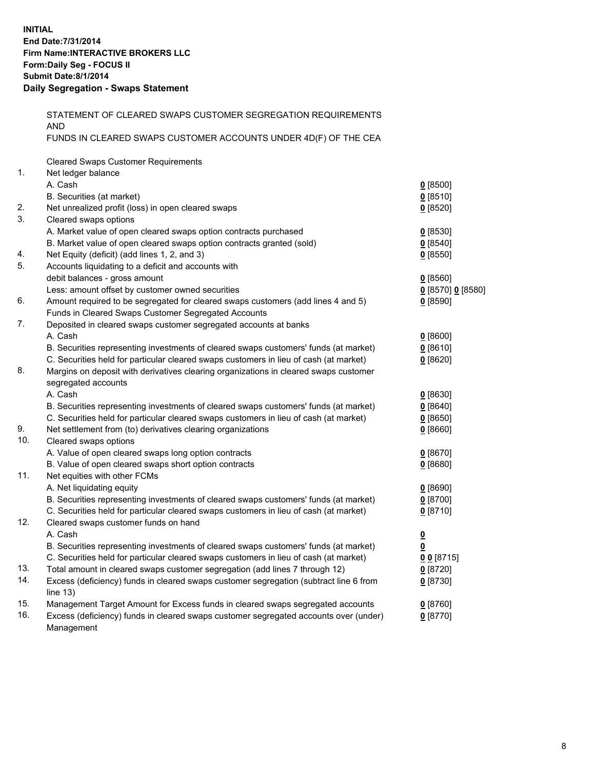**INITIAL**
**End Date:7/31/2014**
**Firm Name:INTERACTIVE BROKERS LLC**
**Form:Daily Seg - FOCUS II**
**Submit Date:8/1/2014**
**Daily Segregation - Swaps Statement**

STATEMENT OF CLEARED SWAPS CUSTOMER SEGREGATION REQUIREMENTS AND FUNDS IN CLEARED SWAPS CUSTOMER ACCOUNTS UNDER 4D(F) OF THE CEA

| | | |
|---|---|---|
| | Cleared Swaps Customer Requirements | |
| 1. | Net ledger balance | |
| | A. Cash | 0 [8500] |
| | B. Securities (at market) | 0 [8510] |
| 2. | Net unrealized profit (loss) in open cleared swaps | 0 [8520] |
| 3. | Cleared swaps options | |
| | A. Market value of open cleared swaps option contracts purchased | 0 [8530] |
| | B. Market value of open cleared swaps option contracts granted (sold) | 0 [8540] |
| 4. | Net Equity (deficit) (add lines 1, 2, and 3) | 0 [8550] |
| 5. | Accounts liquidating to a deficit and accounts with debit balances - gross amount | 0 [8560] |
| | Less: amount offset by customer owned securities | 0 [8570] 0 [8580] |
| 6. | Amount required to be segregated for cleared swaps customers (add lines 4 and 5) | 0 [8590] |
| | Funds in Cleared Swaps Customer Segregated Accounts | |
| 7. | Deposited in cleared swaps customer segregated accounts at banks | |
| | A. Cash | 0 [8600] |
| | B. Securities representing investments of cleared swaps customers' funds (at market) | 0 [8610] |
| | C. Securities held for particular cleared swaps customers in lieu of cash (at market) | 0 [8620] |
| 8. | Margins on deposit with derivatives clearing organizations in cleared swaps customer segregated accounts | |
| | A. Cash | 0 [8630] |
| | B. Securities representing investments of cleared swaps customers' funds (at market) | 0 [8640] |
| | C. Securities held for particular cleared swaps customers in lieu of cash (at market) | 0 [8650] |
| 9. | Net settlement from (to) derivatives clearing organizations | 0 [8660] |
| 10. | Cleared swaps options | |
| | A. Value of open cleared swaps long option contracts | 0 [8670] |
| | B. Value of open cleared swaps short option contracts | 0 [8680] |
| 11. | Net equities with other FCMs | |
| | A. Net liquidating equity | 0 [8690] |
| | B. Securities representing investments of cleared swaps customers' funds (at market) | 0 [8700] |
| | C. Securities held for particular cleared swaps customers in lieu of cash (at market) | 0 [8710] |
| 12. | Cleared swaps customer funds on hand | |
| | A. Cash | 0 |
| | B. Securities representing investments of cleared swaps customers' funds (at market) | 0 |
| | C. Securities held for particular cleared swaps customers in lieu of cash (at market) | 0 0 [8715] |
| 13. | Total amount in cleared swaps customer segregation (add lines 7 through 12) | 0 [8720] |
| 14. | Excess (deficiency) funds in cleared swaps customer segregation (subtract line 6 from line 13) | 0 [8730] |
| 15. | Management Target Amount for Excess funds in cleared swaps segregated accounts | 0 [8760] |
| 16. | Excess (deficiency) funds in cleared swaps customer segregated accounts over (under) Management | 0 [8770] |